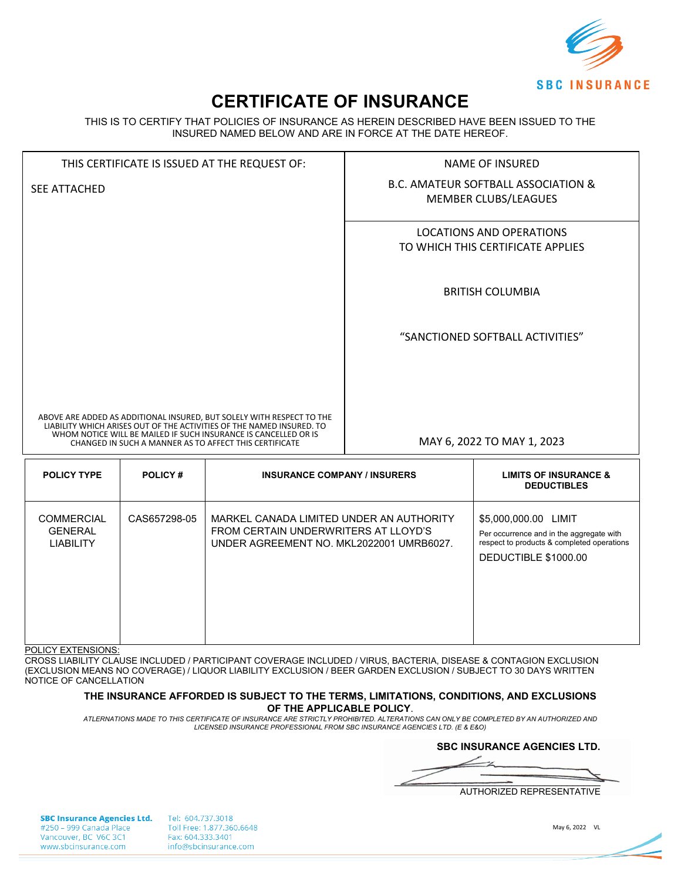SBC INSURANCE

# CERTIFICATE OF INSURANCE

THIS IS TO CERTIFY THAT POLICIES OF INSURANCE AS HEREIN DESCRIBED HAVE BEEN ISSUED TO THE INSURED NAMED BELOW AND ARE IN FORCE AT THE DATE HEREOF.

| THIS CERTIFICATE IS ISSUED AT THE REQUEST OF: | NAME OF INSURED |
|---|---|
| SEE ATTACHED | B.C. AMATEUR SOFTBALL ASSOCIATION & MEMBER CLUBS/LEAGUES |
| | LOCATIONS AND OPERATIONS TO WHICH THIS CERTIFICATE APPLIES<br><br>BRITISH COLUMBIA<br><br>"SANCTIONED SOFTBALL ACTIVITIES" |
| ABOVE ARE ADDED AS ADDITIONAL INSURED, BUT SOLELY WITH RESPECT TO THE LIABILITY WHICH ARISES OUT OF THE ACTIVITIES OF THE NAMED INSURED. TO WHOM NOTICE WILL BE MAILED IF SUCH INSURANCE IS CANCELLED OR IS CHANGED IN SUCH A MANNER AS TO AFFECT THIS CERTIFICATE | MAY 6, 2022 TO MAY 1, 2023 |

| POLICY TYPE | POLICY # | INSURANCE COMPANY / INSURERS | LIMITS OF INSURANCE & DEDUCTIBLES |
|---|---|---|---|
| COMMERCIAL GENERAL LIABILITY | CAS657298-05 | MARKEL CANADA LIMITED UNDER AN AUTHORITY FROM CERTAIN UNDERWRITERS AT LLOYD'S UNDER AGREEMENT NO. MKL2022001 UMRB6027. | $5,000,000.00 LIMIT<br>Per occurrence and in the aggregate with respect to products & completed operations<br>DEDUCTIBLE $1000.00 |

POLICY EXTENSIONS:

CROSS LIABILITY CLAUSE INCLUDED / PARTICIPANT COVERAGE INCLUDED / VIRUS, BACTERIA, DISEASE & CONTAGION EXCLUSION (EXCLUSION MEANS NO COVERAGE) / LIQUOR LIABILITY EXCLUSION / BEER GARDEN EXCLUSION / SUBJECT TO 30 DAYS WRITTEN NOTICE OF CANCELLATION

**THE INSURANCE AFFORDED IS SUBJECT TO THE TERMS, LIMITATIONS, CONDITIONS, AND EXCLUSIONS OF THE APPLICABLE POLICY.**

*ATLERNATIONS MADE TO THIS CERTIFICATE OF INSURANCE ARE STRICTLY PROHIBITED. ALTERATIONS CAN ONLY BE COMPLETED BY AN AUTHORIZED AND LICENSED INSURANCE PROFESSIONAL FROM SBC INSURANCE AGENCIES LTD. (E & E&O)*

**SBC INSURANCE AGENCIES LTD.**

AUTHORIZED REPRESENTATIVE

**SBC Insurance Agencies Ltd.**
#250 – 999 Canada Place
Vancouver, BC V6C 3C1
www.sbcinsurance.com

Tel: 604.737.3018
Toll Free: 1.877.360.6648
Fax: 604.333.3401
info@sbcinsurance.com

May 6, 2022 VL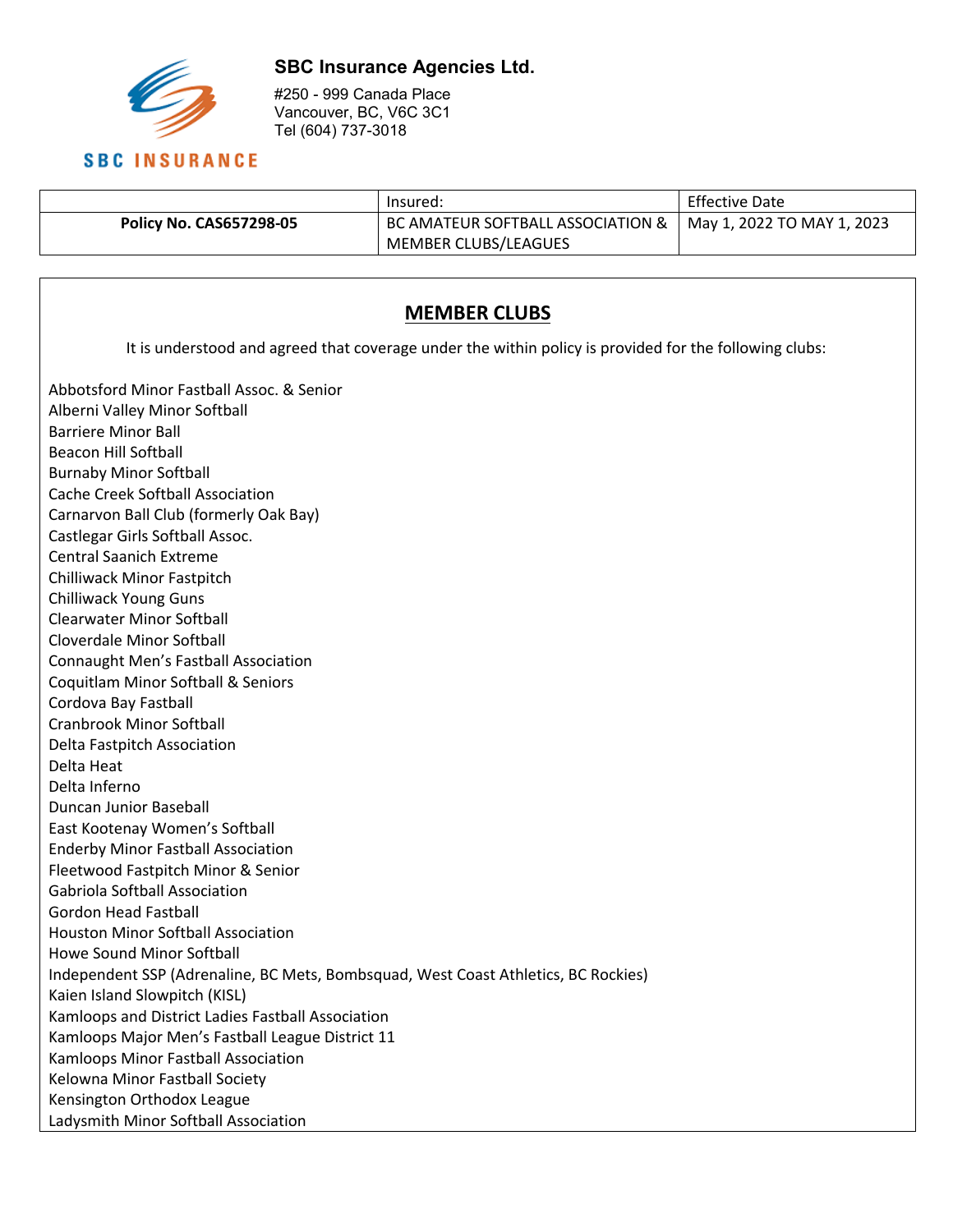**SBC Insurance Agencies Ltd.**

#250 - 999 Canada Place
Vancouver, BC, V6C 3C1
Tel (604) 737-3018

SBC INSURANCE

| | Insured: | Effective Date |
|---|---|---|
| **Policy No. CAS657298-05** | BC AMATEUR SOFTBALL ASSOCIATION & MEMBER CLUBS/LEAGUES | May 1, 2022 TO MAY 1, 2023 |

## MEMBER CLUBS

It is understood and agreed that coverage under the within policy is provided for the following clubs:

Abbotsford Minor Fastball Assoc. & Senior
Alberni Valley Minor Softball
Barriere Minor Ball
Beacon Hill Softball
Burnaby Minor Softball
Cache Creek Softball Association
Carnarvon Ball Club (formerly Oak Bay)
Castlegar Girls Softball Assoc.
Central Saanich Extreme
Chilliwack Minor Fastpitch
Chilliwack Young Guns
Clearwater Minor Softball
Cloverdale Minor Softball
Connaught Men's Fastball Association
Coquitlam Minor Softball & Seniors
Cordova Bay Fastball
Cranbrook Minor Softball
Delta Fastpitch Association
Delta Heat
Delta Inferno
Duncan Junior Baseball
East Kootenay Women's Softball
Enderby Minor Fastball Association
Fleetwood Fastpitch Minor & Senior
Gabriola Softball Association
Gordon Head Fastball
Houston Minor Softball Association
Howe Sound Minor Softball
Independent SSP (Adrenaline, BC Mets, Bombsquad, West Coast Athletics, BC Rockies)
Kaien Island Slowpitch (KISL)
Kamloops and District Ladies Fastball Association
Kamloops Major Men's Fastball League District 11
Kamloops Minor Fastball Association
Kelowna Minor Fastball Society
Kensington Orthodox League
Ladysmith Minor Softball Association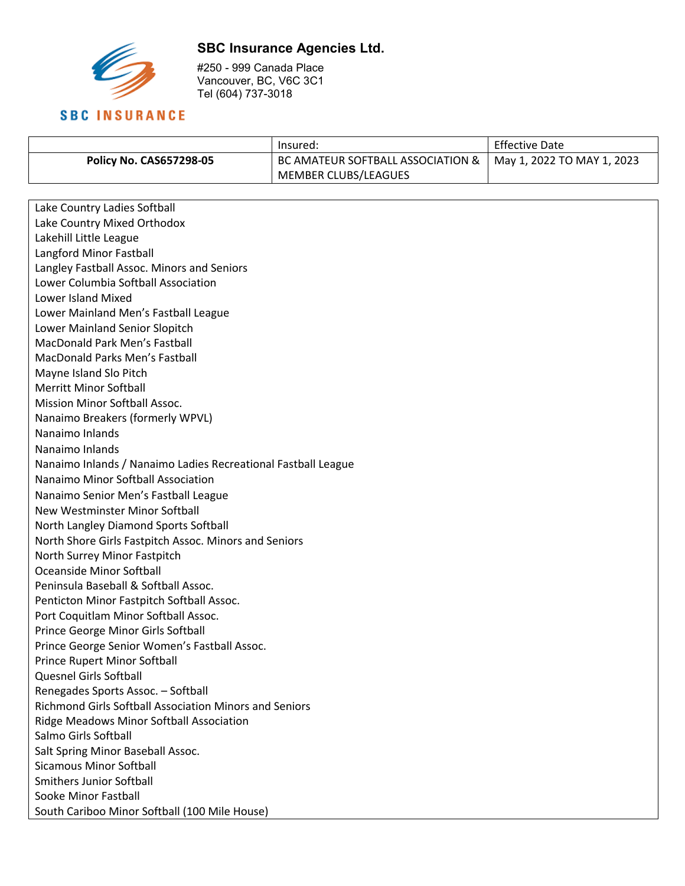**SBC Insurance Agencies Ltd.**

#250 - 999 Canada Place
Vancouver, BC, V6C 3C1
Tel (604) 737-3018

SBC INSURANCE

| | Insured: | Effective Date |
|---|---|---|
| **Policy No. CAS657298-05** | BC AMATEUR SOFTBALL ASSOCIATION & MEMBER CLUBS/LEAGUES | May 1, 2022 TO MAY 1, 2023 |

Lake Country Ladies Softball
Lake Country Mixed Orthodox
Lakehill Little League
Langford Minor Fastball
Langley Fastball Assoc. Minors and Seniors
Lower Columbia Softball Association
Lower Island Mixed
Lower Mainland Men's Fastball League
Lower Mainland Senior Slopitch
MacDonald Park Men's Fastball
MacDonald Parks Men's Fastball
Mayne Island Slo Pitch
Merritt Minor Softball
Mission Minor Softball Assoc.
Nanaimo Breakers (formerly WPVL)
Nanaimo Inlands
Nanaimo Inlands
Nanaimo Inlands / Nanaimo Ladies Recreational Fastball League
Nanaimo Minor Softball Association
Nanaimo Senior Men's Fastball League
New Westminster Minor Softball
North Langley Diamond Sports Softball
North Shore Girls Fastpitch Assoc. Minors and Seniors
North Surrey Minor Fastpitch
Oceanside Minor Softball
Peninsula Baseball & Softball Assoc.
Penticton Minor Fastpitch Softball Assoc.
Port Coquitlam Minor Softball Assoc.
Prince George Minor Girls Softball
Prince George Senior Women's Fastball Assoc.
Prince Rupert Minor Softball
Quesnel Girls Softball
Renegades Sports Assoc. – Softball
Richmond Girls Softball Association Minors and Seniors
Ridge Meadows Minor Softball Association
Salmo Girls Softball
Salt Spring Minor Baseball Assoc.
Sicamous Minor Softball
Smithers Junior Softball
Sooke Minor Fastball
South Cariboo Minor Softball (100 Mile House)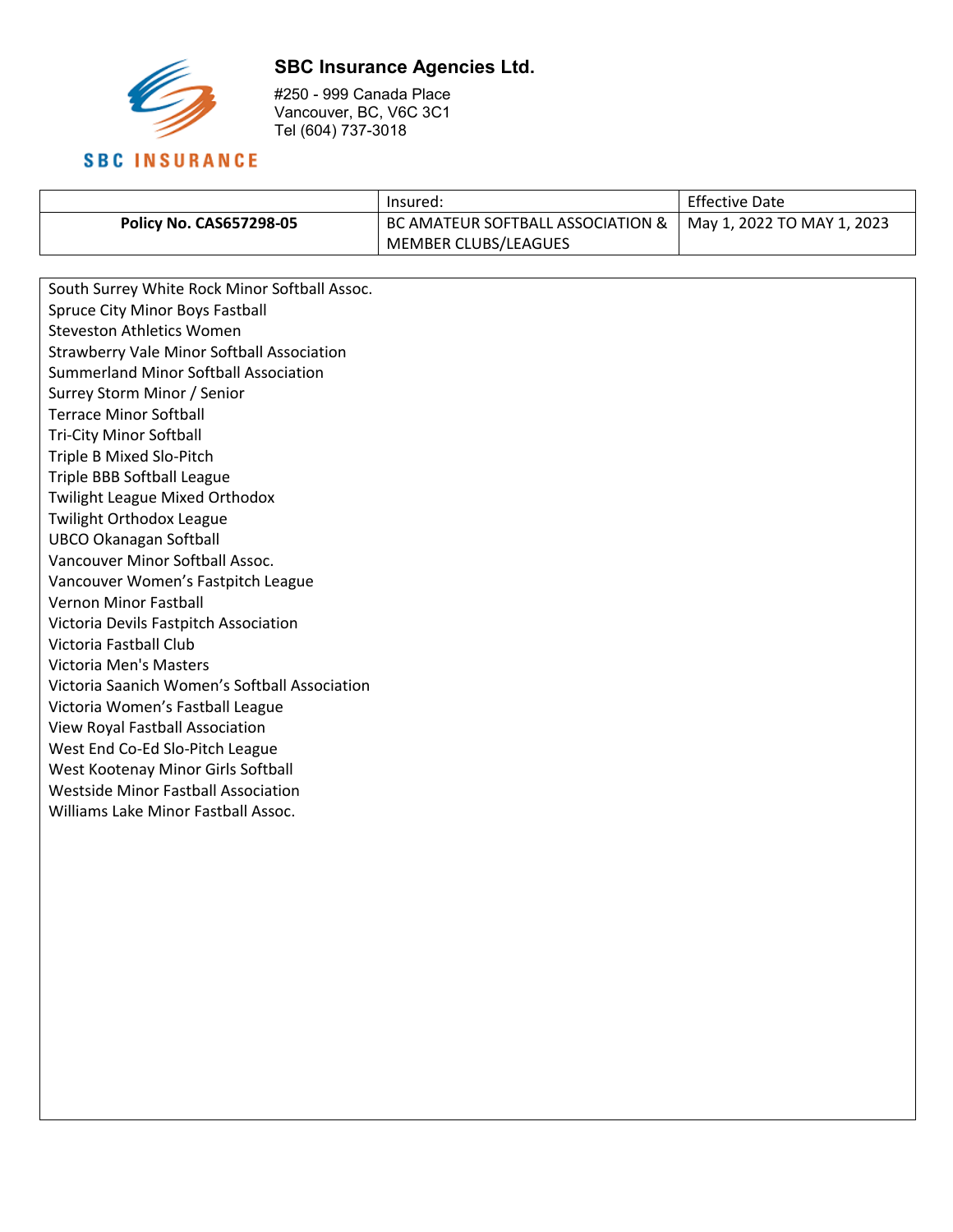**SBC Insurance Agencies Ltd.**

#250 - 999 Canada Place
Vancouver, BC, V6C 3C1
Tel (604) 737-3018

| | Insured: | Effective Date |
|---|---|---|
| **Policy No. CAS657298-05** | BC AMATEUR SOFTBALL ASSOCIATION & MEMBER CLUBS/LEAGUES | May 1, 2022 TO MAY 1, 2023 |

South Surrey White Rock Minor Softball Assoc.
Spruce City Minor Boys Fastball
Steveston Athletics Women
Strawberry Vale Minor Softball Association
Summerland Minor Softball Association
Surrey Storm Minor / Senior
Terrace Minor Softball
Tri-City Minor Softball
Triple B Mixed Slo-Pitch
Triple BBB Softball League
Twilight League Mixed Orthodox
Twilight Orthodox League
UBCO Okanagan Softball
Vancouver Minor Softball Assoc.
Vancouver Women's Fastpitch League
Vernon Minor Fastball
Victoria Devils Fastpitch Association
Victoria Fastball Club
Victoria Men's Masters
Victoria Saanich Women's Softball Association
Victoria Women's Fastball League
View Royal Fastball Association
West End Co-Ed Slo-Pitch League
West Kootenay Minor Girls Softball
Westside Minor Fastball Association
Williams Lake Minor Fastball Assoc.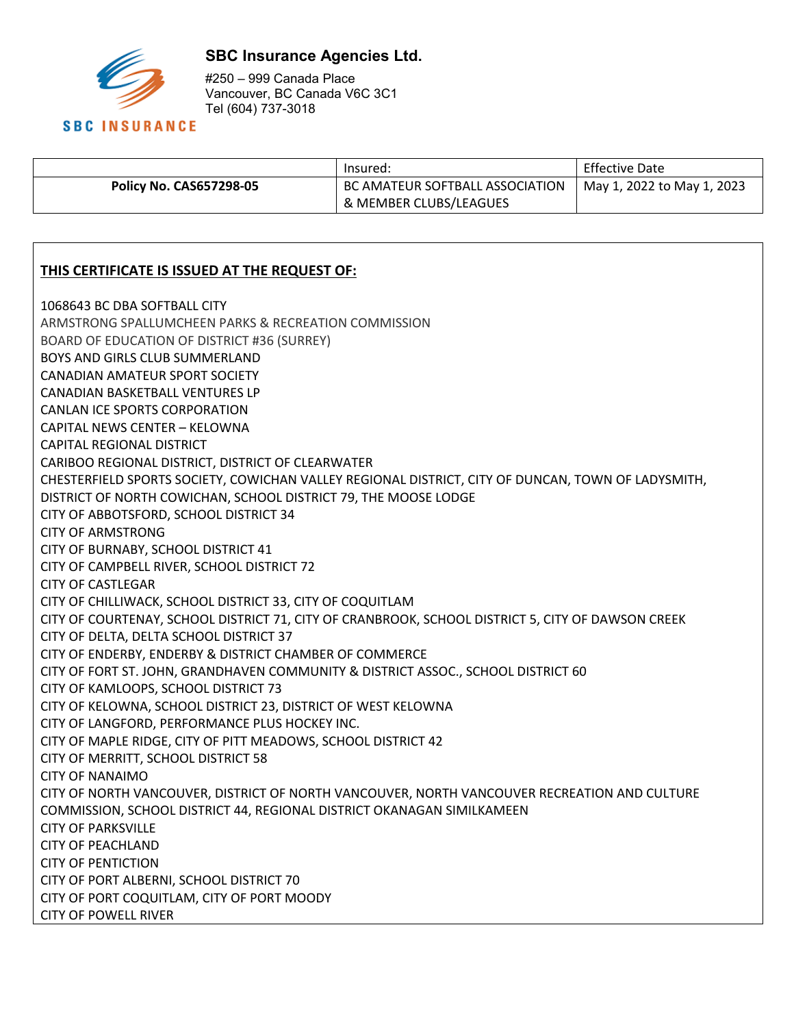**SBC Insurance Agencies Ltd.**

#250 – 999 Canada Place
Vancouver, BC Canada V6C 3C1
Tel (604) 737-3018

SBC INSURANCE

| | Insured: | Effective Date |
|---|---|---|
| **Policy No. CAS657298-05** | BC AMATEUR SOFTBALL ASSOCIATION & MEMBER CLUBS/LEAGUES | May 1, 2022 to May 1, 2023 |

**THIS CERTIFICATE IS ISSUED AT THE REQUEST OF:**

1068643 BC DBA SOFTBALL CITY
ARMSTRONG SPALLUMCHEEN PARKS & RECREATION COMMISSION
BOARD OF EDUCATION OF DISTRICT #36 (SURREY)
BOYS AND GIRLS CLUB SUMMERLAND
CANADIAN AMATEUR SPORT SOCIETY
CANADIAN BASKETBALL VENTURES LP
CANLAN ICE SPORTS CORPORATION
CAPITAL NEWS CENTER – KELOWNA
CAPITAL REGIONAL DISTRICT
CARIBOO REGIONAL DISTRICT, DISTRICT OF CLEARWATER
CHESTERFIELD SPORTS SOCIETY, COWICHAN VALLEY REGIONAL DISTRICT, CITY OF DUNCAN, TOWN OF LADYSMITH, DISTRICT OF NORTH COWICHAN, SCHOOL DISTRICT 79, THE MOOSE LODGE
CITY OF ABBOTSFORD, SCHOOL DISTRICT 34
CITY OF ARMSTRONG
CITY OF BURNABY, SCHOOL DISTRICT 41
CITY OF CAMPBELL RIVER, SCHOOL DISTRICT 72
CITY OF CASTLEGAR
CITY OF CHILLIWACK, SCHOOL DISTRICT 33, CITY OF COQUITLAM
CITY OF COURTENAY, SCHOOL DISTRICT 71, CITY OF CRANBROOK, SCHOOL DISTRICT 5, CITY OF DAWSON CREEK
CITY OF DELTA, DELTA SCHOOL DISTRICT 37
CITY OF ENDERBY, ENDERBY & DISTRICT CHAMBER OF COMMERCE
CITY OF FORT ST. JOHN, GRANDHAVEN COMMUNITY & DISTRICT ASSOC., SCHOOL DISTRICT 60
CITY OF KAMLOOPS, SCHOOL DISTRICT 73
CITY OF KELOWNA, SCHOOL DISTRICT 23, DISTRICT OF WEST KELOWNA
CITY OF LANGFORD, PERFORMANCE PLUS HOCKEY INC.
CITY OF MAPLE RIDGE, CITY OF PITT MEADOWS, SCHOOL DISTRICT 42
CITY OF MERRITT, SCHOOL DISTRICT 58
CITY OF NANAIMO
CITY OF NORTH VANCOUVER, DISTRICT OF NORTH VANCOUVER, NORTH VANCOUVER RECREATION AND CULTURE COMMISSION, SCHOOL DISTRICT 44, REGIONAL DISTRICT OKANAGAN SIMILKAMEEN
CITY OF PARKSVILLE
CITY OF PEACHLAND
CITY OF PENTICTION
CITY OF PORT ALBERNI, SCHOOL DISTRICT 70
CITY OF PORT COQUITLAM, CITY OF PORT MOODY
CITY OF POWELL RIVER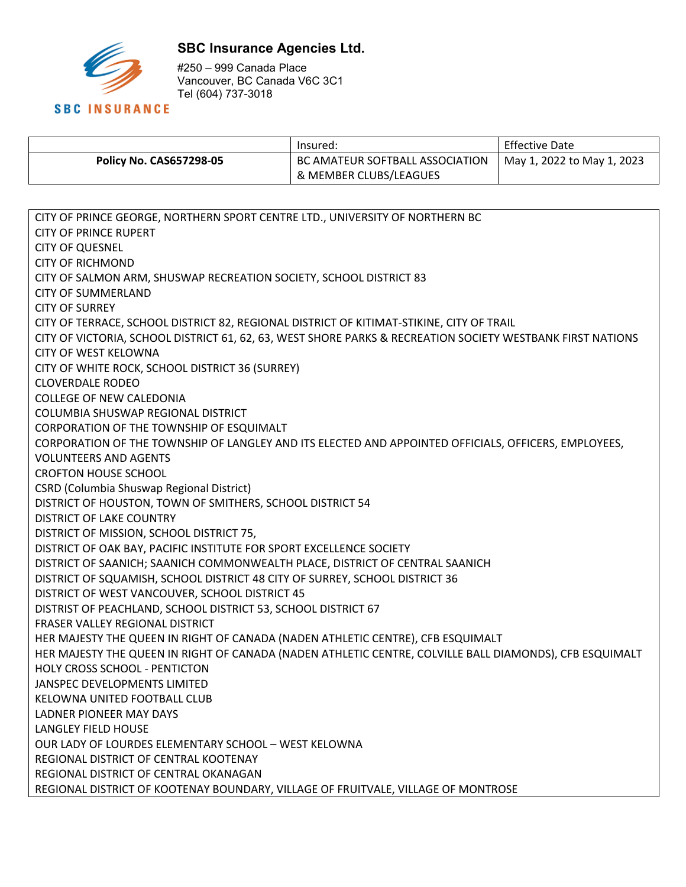**SBC Insurance Agencies Ltd.**

#250 – 999 Canada Place
Vancouver, BC Canada V6C 3C1
Tel (604) 737-3018

| | Insured: | Effective Date |
|---|---|---|
| **Policy No. CAS657298-05** | BC AMATEUR SOFTBALL ASSOCIATION & MEMBER CLUBS/LEAGUES | May 1, 2022 to May 1, 2023 |

CITY OF PRINCE GEORGE, NORTHERN SPORT CENTRE LTD., UNIVERSITY OF NORTHERN BC
CITY OF PRINCE RUPERT
CITY OF QUESNEL
CITY OF RICHMOND
CITY OF SALMON ARM, SHUSWAP RECREATION SOCIETY, SCHOOL DISTRICT 83
CITY OF SUMMERLAND
CITY OF SURREY
CITY OF TERRACE, SCHOOL DISTRICT 82, REGIONAL DISTRICT OF KITIMAT-STIKINE, CITY OF TRAIL
CITY OF VICTORIA, SCHOOL DISTRICT 61, 62, 63, WEST SHORE PARKS & RECREATION SOCIETY WESTBANK FIRST NATIONS
CITY OF WEST KELOWNA
CITY OF WHITE ROCK, SCHOOL DISTRICT 36 (SURREY)
CLOVERDALE RODEO
COLLEGE OF NEW CALEDONIA
COLUMBIA SHUSWAP REGIONAL DISTRICT
CORPORATION OF THE TOWNSHIP OF ESQUIMALT
CORPORATION OF THE TOWNSHIP OF LANGLEY AND ITS ELECTED AND APPOINTED OFFICIALS, OFFICERS, EMPLOYEES, VOLUNTEERS AND AGENTS
CROFTON HOUSE SCHOOL
CSRD (Columbia Shuswap Regional District)
DISTRICT OF HOUSTON, TOWN OF SMITHERS, SCHOOL DISTRICT 54
DISTRICT OF LAKE COUNTRY
DISTRICT OF MISSION, SCHOOL DISTRICT 75,
DISTRICT OF OAK BAY, PACIFIC INSTITUTE FOR SPORT EXCELLENCE SOCIETY
DISTRICT OF SAANICH; SAANICH COMMONWEALTH PLACE, DISTRICT OF CENTRAL SAANICH
DISTRICT OF SQUAMISH, SCHOOL DISTRICT 48 CITY OF SURREY, SCHOOL DISTRICT 36
DISTRICT OF WEST VANCOUVER, SCHOOL DISTRICT 45
DISTRIST OF PEACHLAND, SCHOOL DISTRICT 53, SCHOOL DISTRICT 67
FRASER VALLEY REGIONAL DISTRICT
HER MAJESTY THE QUEEN IN RIGHT OF CANADA (NADEN ATHLETIC CENTRE), CFB ESQUIMALT
HER MAJESTY THE QUEEN IN RIGHT OF CANADA (NADEN ATHLETIC CENTRE, COLVILLE BALL DIAMONDS), CFB ESQUIMALT
HOLY CROSS SCHOOL - PENTICTON
JANSPEC DEVELOPMENTS LIMITED
KELOWNA UNITED FOOTBALL CLUB
LADNER PIONEER MAY DAYS
LANGLEY FIELD HOUSE
OUR LADY OF LOURDES ELEMENTARY SCHOOL – WEST KELOWNA
REGIONAL DISTRICT OF CENTRAL KOOTENAY
REGIONAL DISTRICT OF CENTRAL OKANAGAN
REGIONAL DISTRICT OF KOOTENAY BOUNDARY, VILLAGE OF FRUITVALE, VILLAGE OF MONTROSE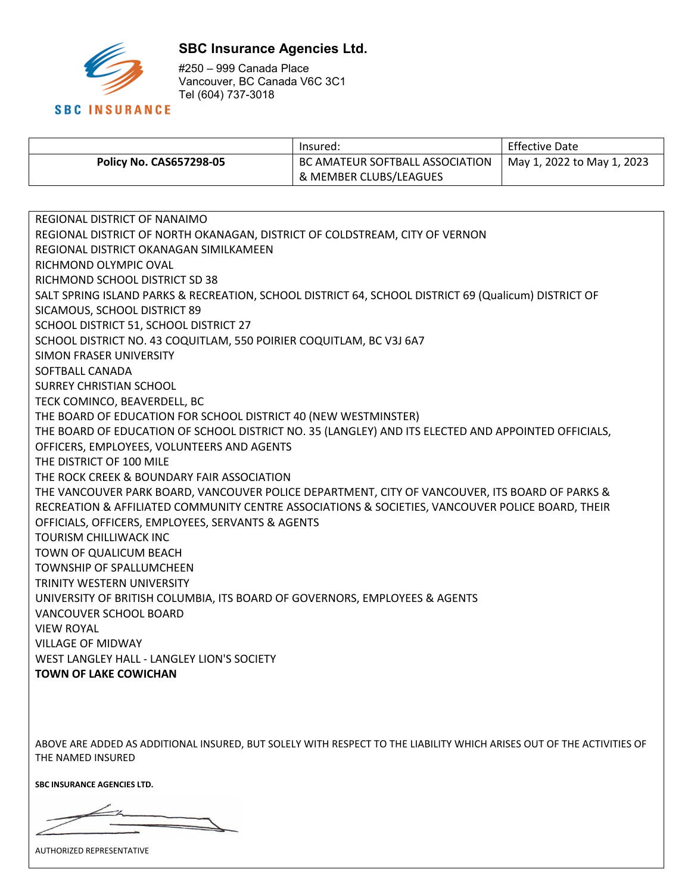**SBC Insurance Agencies Ltd.**

#250 – 999 Canada Place
Vancouver, BC Canada V6C 3C1
Tel (604) 737-3018

SBC INSURANCE

| | Insured: | Effective Date |
|---|---|---|
| **Policy No. CAS657298-05** | BC AMATEUR SOFTBALL ASSOCIATION & MEMBER CLUBS/LEAGUES | May 1, 2022 to May 1, 2023 |

REGIONAL DISTRICT OF NANAIMO
REGIONAL DISTRICT OF NORTH OKANAGAN, DISTRICT OF COLDSTREAM, CITY OF VERNON
REGIONAL DISTRICT OKANAGAN SIMILKAMEEN
RICHMOND OLYMPIC OVAL
RICHMOND SCHOOL DISTRICT SD 38
SALT SPRING ISLAND PARKS & RECREATION, SCHOOL DISTRICT 64, SCHOOL DISTRICT 69 (Qualicum) DISTRICT OF SICAMOUS, SCHOOL DISTRICT 89
SCHOOL DISTRICT 51, SCHOOL DISTRICT 27
SCHOOL DISTRICT NO. 43 COQUITLAM, 550 POIRIER COQUITLAM, BC V3J 6A7
SIMON FRASER UNIVERSITY
SOFTBALL CANADA
SURREY CHRISTIAN SCHOOL
TECK COMINCO, BEAVERDELL, BC
THE BOARD OF EDUCATION FOR SCHOOL DISTRICT 40 (NEW WESTMINSTER)
THE BOARD OF EDUCATION OF SCHOOL DISTRICT NO. 35 (LANGLEY) AND ITS ELECTED AND APPOINTED OFFICIALS, OFFICERS, EMPLOYEES, VOLUNTEERS AND AGENTS
THE DISTRICT OF 100 MILE
THE ROCK CREEK & BOUNDARY FAIR ASSOCIATION
THE VANCOUVER PARK BOARD, VANCOUVER POLICE DEPARTMENT, CITY OF VANCOUVER, ITS BOARD OF PARKS & RECREATION & AFFILIATED COMMUNITY CENTRE ASSOCIATIONS & SOCIETIES, VANCOUVER POLICE BOARD, THEIR OFFICIALS, OFFICERS, EMPLOYEES, SERVANTS & AGENTS
TOURISM CHILLIWACK INC
TOWN OF QUALICUM BEACH
TOWNSHIP OF SPALLUMCHEEN
TRINITY WESTERN UNIVERSITY
UNIVERSITY OF BRITISH COLUMBIA, ITS BOARD OF GOVERNORS, EMPLOYEES & AGENTS
VANCOUVER SCHOOL BOARD
VIEW ROYAL
VILLAGE OF MIDWAY
WEST LANGLEY HALL - LANGLEY LION'S SOCIETY
**TOWN OF LAKE COWICHAN**

ABOVE ARE ADDED AS ADDITIONAL INSURED, BUT SOLELY WITH RESPECT TO THE LIABILITY WHICH ARISES OUT OF THE ACTIVITIES OF THE NAMED INSURED

**SBC INSURANCE AGENCIES LTD.**

AUTHORIZED REPRESENTATIVE